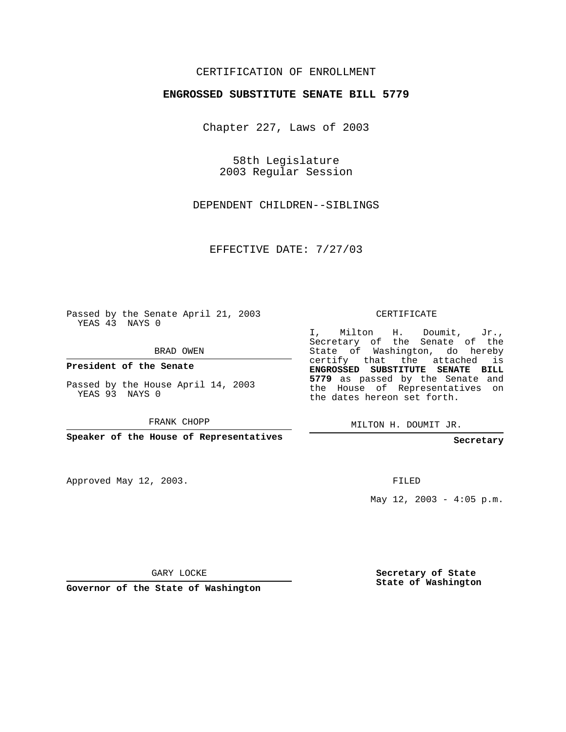CERTIFICATION OF ENROLLMENT

**ENGROSSED SUBSTITUTE SENATE BILL 5779**

Chapter 227, Laws of 2003

58th Legislature
2003 Regular Session

DEPENDENT CHILDREN--SIBLINGS

EFFECTIVE DATE: 7/27/03

Passed by the Senate April 21, 2003
YEAS 43 NAYS 0

BRAD OWEN

**President of the Senate**

Passed by the House April 14, 2003
YEAS 93 NAYS 0

FRANK CHOPP

**Speaker of the House of Representatives**

Approved May 12, 2003.

GARY LOCKE

**Governor of the State of Washington**

CERTIFICATE

I, Milton H. Doumit, Jr., Secretary of the Senate of the State of Washington, do hereby certify that the attached is **ENGROSSED SUBSTITUTE SENATE BILL 5779** as passed by the Senate and the House of Representatives on the dates hereon set forth.

MILTON H. DOUMIT JR.

**Secretary**

FILED

May 12, 2003 - 4:05 p.m.

**Secretary of State**
**State of Washington**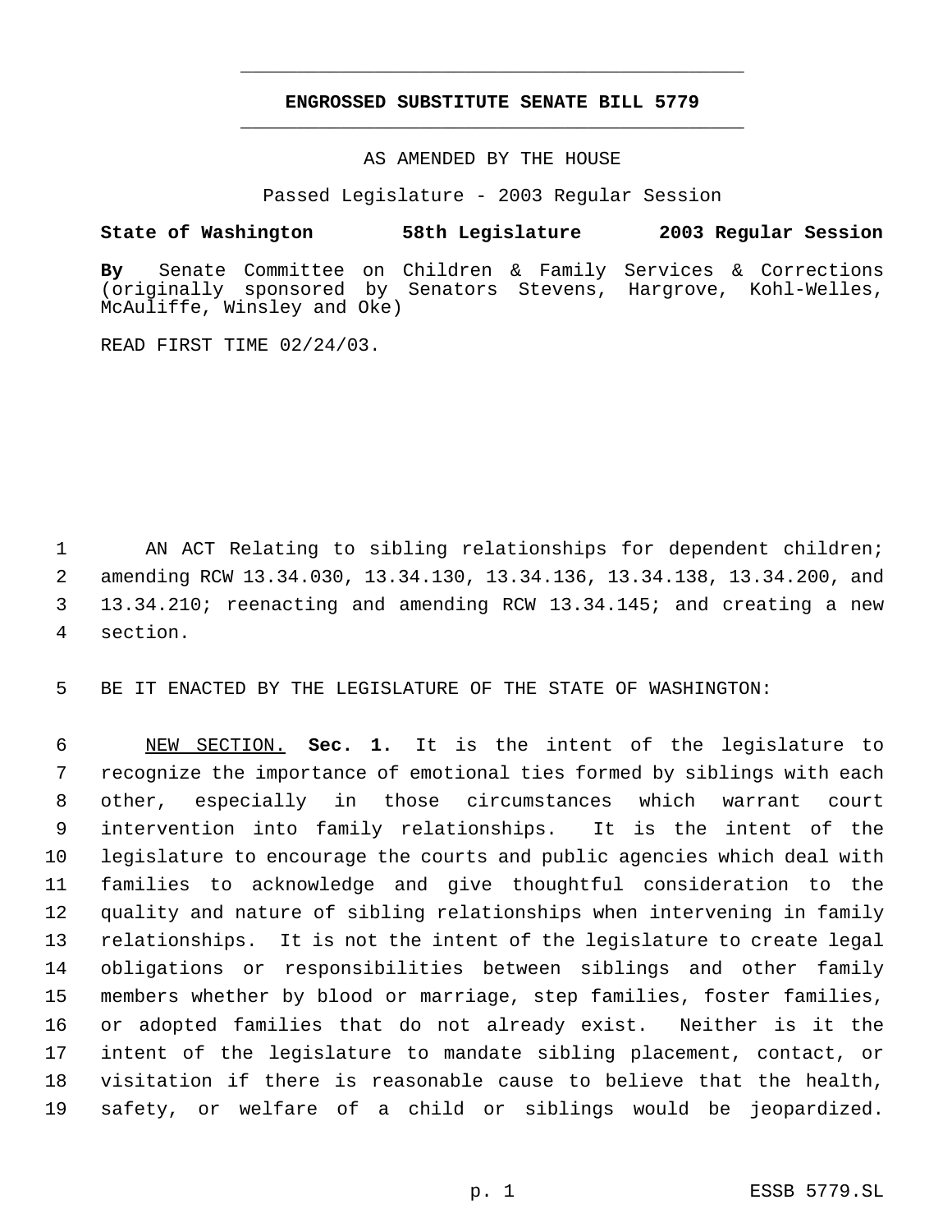# ENGROSSED SUBSTITUTE SENATE BILL 5779

AS AMENDED BY THE HOUSE

Passed Legislature - 2003 Regular Session

**State of Washington 58th Legislature 2003 Regular Session**

**By** Senate Committee on Children & Family Services & Corrections (originally sponsored by Senators Stevens, Hargrove, Kohl-Welles, McAuliffe, Winsley and Oke)

READ FIRST TIME 02/24/03.

AN ACT Relating to sibling relationships for dependent children; amending RCW 13.34.030, 13.34.130, 13.34.136, 13.34.138, 13.34.200, and 13.34.210; reenacting and amending RCW 13.34.145; and creating a new section.

BE IT ENACTED BY THE LEGISLATURE OF THE STATE OF WASHINGTON:

NEW SECTION. **Sec. 1.** It is the intent of the legislature to recognize the importance of emotional ties formed by siblings with each other, especially in those circumstances which warrant court intervention into family relationships. It is the intent of the legislature to encourage the courts and public agencies which deal with families to acknowledge and give thoughtful consideration to the quality and nature of sibling relationships when intervening in family relationships. It is not the intent of the legislature to create legal obligations or responsibilities between siblings and other family members whether by blood or marriage, step families, foster families, or adopted families that do not already exist. Neither is it the intent of the legislature to mandate sibling placement, contact, or visitation if there is reasonable cause to believe that the health, safety, or welfare of a child or siblings would be jeopardized.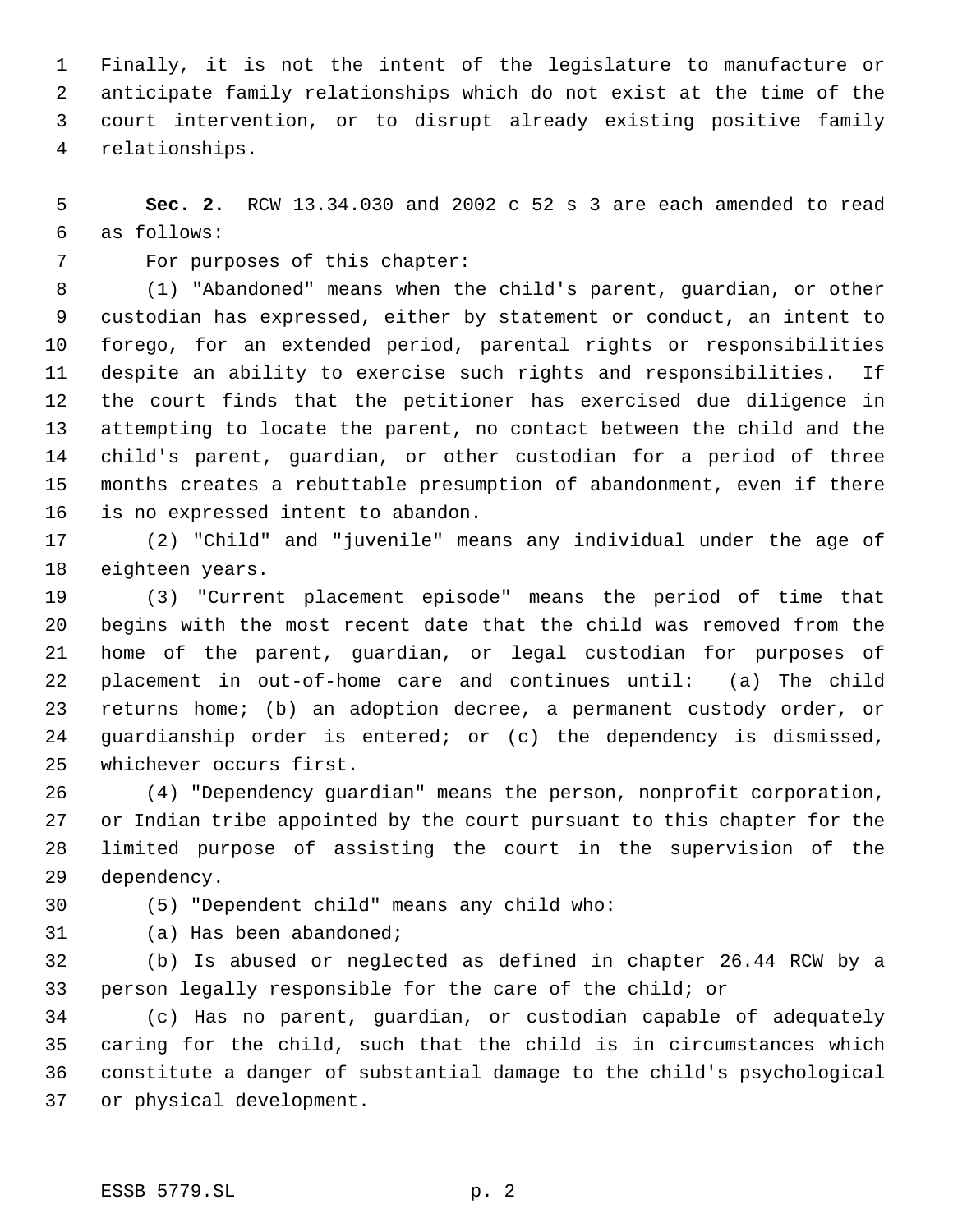Finally, it is not the intent of the legislature to manufacture or anticipate family relationships which do not exist at the time of the court intervention, or to disrupt already existing positive family relationships.

**Sec. 2.** RCW 13.34.030 and 2002 c 52 s 3 are each amended to read as follows:

For purposes of this chapter:

(1) "Abandoned" means when the child's parent, guardian, or other custodian has expressed, either by statement or conduct, an intent to forego, for an extended period, parental rights or responsibilities despite an ability to exercise such rights and responsibilities. If the court finds that the petitioner has exercised due diligence in attempting to locate the parent, no contact between the child and the child's parent, guardian, or other custodian for a period of three months creates a rebuttable presumption of abandonment, even if there is no expressed intent to abandon.

(2) "Child" and "juvenile" means any individual under the age of eighteen years.

(3) "Current placement episode" means the period of time that begins with the most recent date that the child was removed from the home of the parent, guardian, or legal custodian for purposes of placement in out-of-home care and continues until: (a) The child returns home; (b) an adoption decree, a permanent custody order, or guardianship order is entered; or (c) the dependency is dismissed, whichever occurs first.

(4) "Dependency guardian" means the person, nonprofit corporation, or Indian tribe appointed by the court pursuant to this chapter for the limited purpose of assisting the court in the supervision of the dependency.

(5) "Dependent child" means any child who:

(a) Has been abandoned;

(b) Is abused or neglected as defined in chapter 26.44 RCW by a person legally responsible for the care of the child; or

(c) Has no parent, guardian, or custodian capable of adequately caring for the child, such that the child is in circumstances which constitute a danger of substantial damage to the child's psychological or physical development.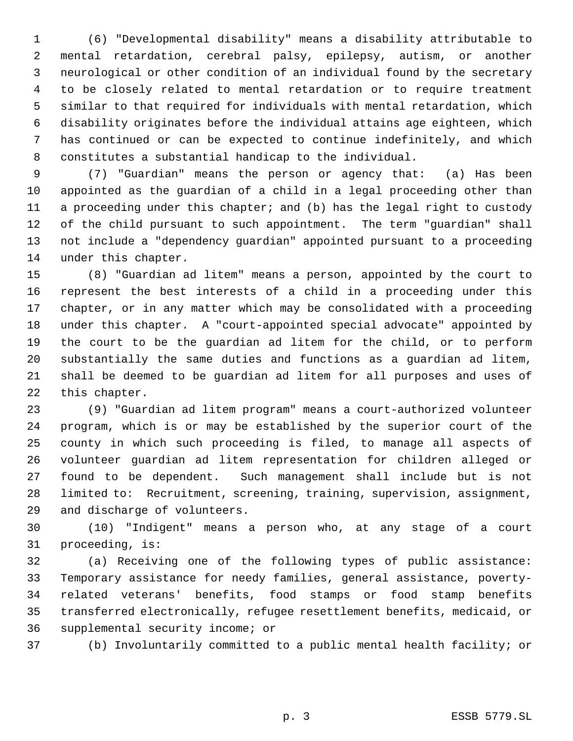(6) "Developmental disability" means a disability attributable to mental retardation, cerebral palsy, epilepsy, autism, or another neurological or other condition of an individual found by the secretary to be closely related to mental retardation or to require treatment similar to that required for individuals with mental retardation, which disability originates before the individual attains age eighteen, which has continued or can be expected to continue indefinitely, and which constitutes a substantial handicap to the individual.

(7) "Guardian" means the person or agency that: (a) Has been appointed as the guardian of a child in a legal proceeding other than a proceeding under this chapter; and (b) has the legal right to custody of the child pursuant to such appointment. The term "guardian" shall not include a "dependency guardian" appointed pursuant to a proceeding under this chapter.

(8) "Guardian ad litem" means a person, appointed by the court to represent the best interests of a child in a proceeding under this chapter, or in any matter which may be consolidated with a proceeding under this chapter. A "court-appointed special advocate" appointed by the court to be the guardian ad litem for the child, or to perform substantially the same duties and functions as a guardian ad litem, shall be deemed to be guardian ad litem for all purposes and uses of this chapter.

(9) "Guardian ad litem program" means a court-authorized volunteer program, which is or may be established by the superior court of the county in which such proceeding is filed, to manage all aspects of volunteer guardian ad litem representation for children alleged or found to be dependent. Such management shall include but is not limited to: Recruitment, screening, training, supervision, assignment, and discharge of volunteers.

(10) "Indigent" means a person who, at any stage of a court proceeding, is:

(a) Receiving one of the following types of public assistance: Temporary assistance for needy families, general assistance, poverty-related veterans' benefits, food stamps or food stamp benefits transferred electronically, refugee resettlement benefits, medicaid, or supplemental security income; or

(b) Involuntarily committed to a public mental health facility; or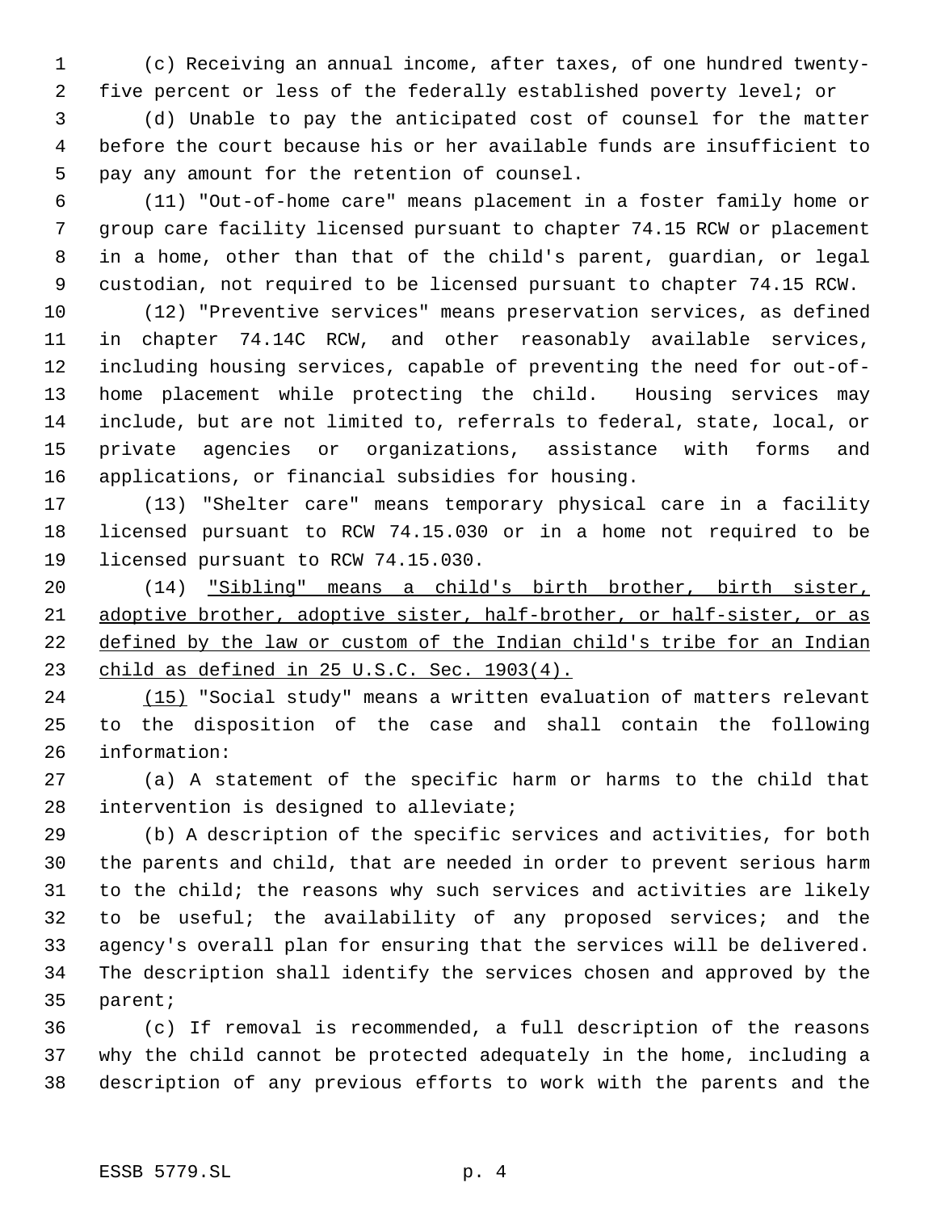(c) Receiving an annual income, after taxes, of one hundred twenty-five percent or less of the federally established poverty level; or

(d) Unable to pay the anticipated cost of counsel for the matter before the court because his or her available funds are insufficient to pay any amount for the retention of counsel.

(11) "Out-of-home care" means placement in a foster family home or group care facility licensed pursuant to chapter 74.15 RCW or placement in a home, other than that of the child's parent, guardian, or legal custodian, not required to be licensed pursuant to chapter 74.15 RCW.

(12) "Preventive services" means preservation services, as defined in chapter 74.14C RCW, and other reasonably available services, including housing services, capable of preventing the need for out-of-home placement while protecting the child. Housing services may include, but are not limited to, referrals to federal, state, local, or private agencies or organizations, assistance with forms and applications, or financial subsidies for housing.

(13) "Shelter care" means temporary physical care in a facility licensed pursuant to RCW 74.15.030 or in a home not required to be licensed pursuant to RCW 74.15.030.

(14) <u>"Sibling" means a child's birth brother, birth sister, adoptive brother, adoptive sister, half-brother, or half-sister, or as defined by the law or custom of the Indian child's tribe for an Indian child as defined in 25 U.S.C. Sec. 1903(4).</u>

<u>(15)</u> "Social study" means a written evaluation of matters relevant to the disposition of the case and shall contain the following information:

(a) A statement of the specific harm or harms to the child that intervention is designed to alleviate;

(b) A description of the specific services and activities, for both the parents and child, that are needed in order to prevent serious harm to the child; the reasons why such services and activities are likely to be useful; the availability of any proposed services; and the agency's overall plan for ensuring that the services will be delivered. The description shall identify the services chosen and approved by the parent;

(c) If removal is recommended, a full description of the reasons why the child cannot be protected adequately in the home, including a description of any previous efforts to work with the parents and the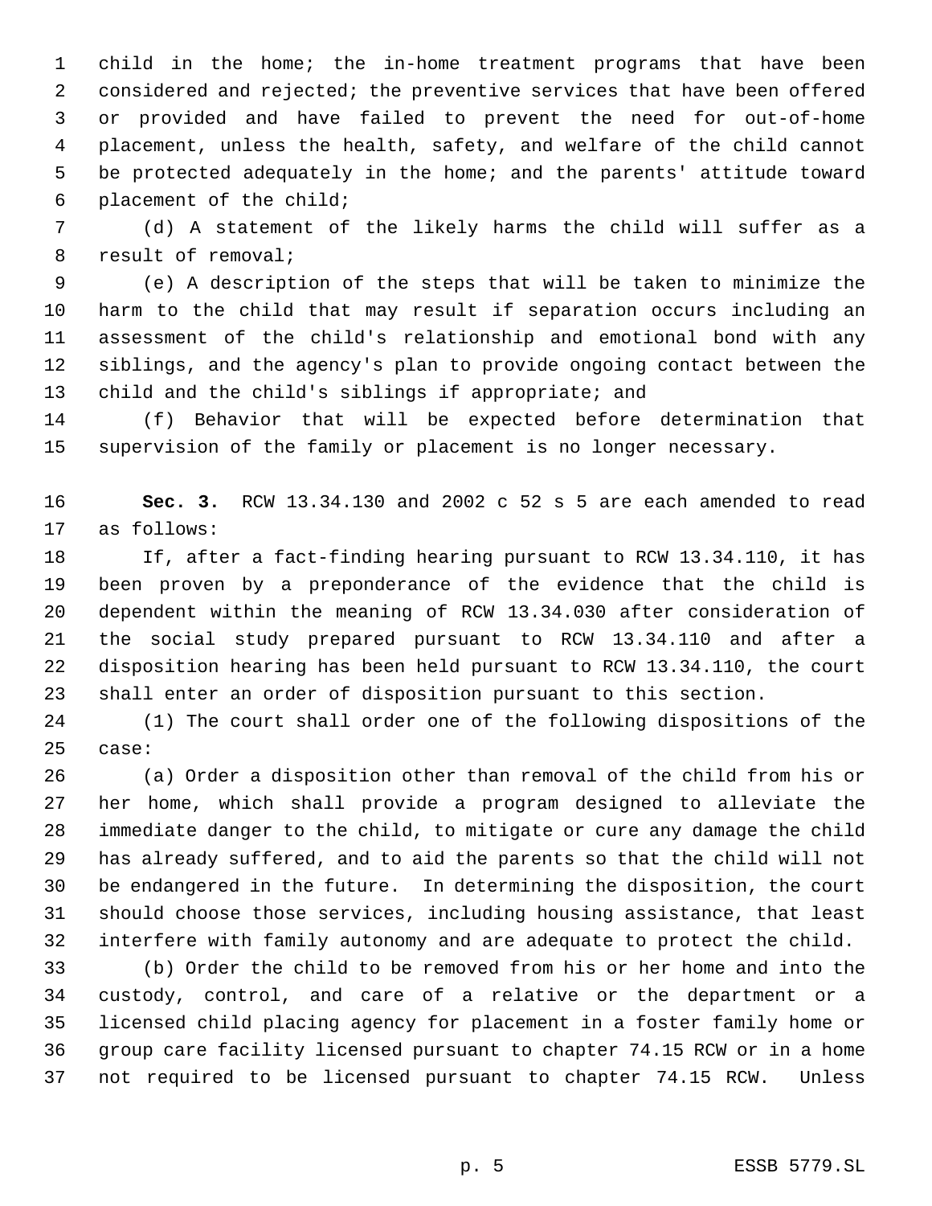child in the home; the in-home treatment programs that have been considered and rejected; the preventive services that have been offered or provided and have failed to prevent the need for out-of-home placement, unless the health, safety, and welfare of the child cannot be protected adequately in the home; and the parents' attitude toward placement of the child;

(d) A statement of the likely harms the child will suffer as a result of removal;

(e) A description of the steps that will be taken to minimize the harm to the child that may result if separation occurs including an assessment of the child's relationship and emotional bond with any siblings, and the agency's plan to provide ongoing contact between the child and the child's siblings if appropriate; and

(f) Behavior that will be expected before determination that supervision of the family or placement is no longer necessary.

**Sec. 3.** RCW 13.34.130 and 2002 c 52 s 5 are each amended to read as follows:

If, after a fact-finding hearing pursuant to RCW 13.34.110, it has been proven by a preponderance of the evidence that the child is dependent within the meaning of RCW 13.34.030 after consideration of the social study prepared pursuant to RCW 13.34.110 and after a disposition hearing has been held pursuant to RCW 13.34.110, the court shall enter an order of disposition pursuant to this section.

(1) The court shall order one of the following dispositions of the case:

(a) Order a disposition other than removal of the child from his or her home, which shall provide a program designed to alleviate the immediate danger to the child, to mitigate or cure any damage the child has already suffered, and to aid the parents so that the child will not be endangered in the future. In determining the disposition, the court should choose those services, including housing assistance, that least interfere with family autonomy and are adequate to protect the child.

(b) Order the child to be removed from his or her home and into the custody, control, and care of a relative or the department or a licensed child placing agency for placement in a foster family home or group care facility licensed pursuant to chapter 74.15 RCW or in a home not required to be licensed pursuant to chapter 74.15 RCW. Unless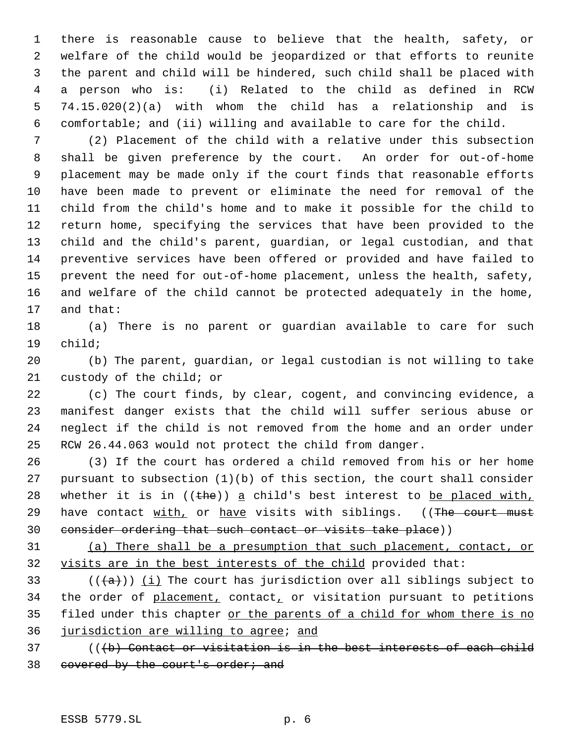there is reasonable cause to believe that the health, safety, or welfare of the child would be jeopardized or that efforts to reunite the parent and child will be hindered, such child shall be placed with a person who is: (i) Related to the child as defined in RCW 74.15.020(2)(a) with whom the child has a relationship and is comfortable; and (ii) willing and available to care for the child.

(2) Placement of the child with a relative under this subsection shall be given preference by the court. An order for out-of-home placement may be made only if the court finds that reasonable efforts have been made to prevent or eliminate the need for removal of the child from the child's home and to make it possible for the child to return home, specifying the services that have been provided to the child and the child's parent, guardian, or legal custodian, and that preventive services have been offered or provided and have failed to prevent the need for out-of-home placement, unless the health, safety, and welfare of the child cannot be protected adequately in the home, and that:

(a) There is no parent or guardian available to care for such child;

(b) The parent, guardian, or legal custodian is not willing to take custody of the child; or

(c) The court finds, by clear, cogent, and convincing evidence, a manifest danger exists that the child will suffer serious abuse or neglect if the child is not removed from the home and an order under RCW 26.44.063 would not protect the child from danger.

(3) If the court has ordered a child removed from his or her home pursuant to subsection (1)(b) of this section, the court shall consider whether it is in ((~~the~~)) <u>a</u> child's best interest to <u>be placed with,</u> have contact <u>with,</u> or <u>have</u> visits with siblings. ((~~The court must consider ordering that such contact or visits take place~~))

<u>(a) There shall be a presumption that such placement, contact, or visits are in the best interests of the child</u> provided that:

((~~(a)~~)) <u>(i)</u> The court has jurisdiction over all siblings subject to the order of <u>placement,</u> contact<u>,</u> or visitation pursuant to petitions filed under this chapter <u>or the parents of a child for whom there is no jurisdiction are willing to agree</u>; <u>and</u>

((~~(b) Contact or visitation is in the best interests of each child covered by the court's order; and~~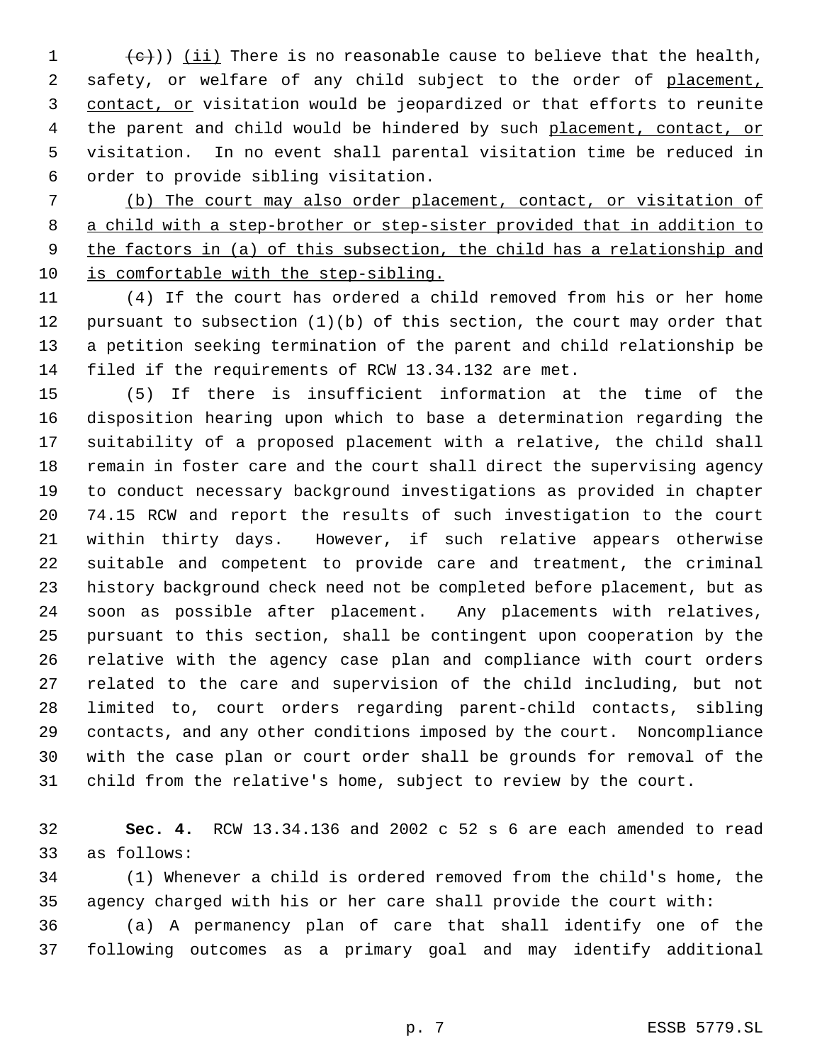((~~(c)~~)) (ii) There is no reasonable cause to believe that the health, safety, or welfare of any child subject to the order of placement, contact, or visitation would be jeopardized or that efforts to reunite the parent and child would be hindered by such placement, contact, or visitation. In no event shall parental visitation time be reduced in order to provide sibling visitation.

(b) The court may also order placement, contact, or visitation of a child with a step-brother or step-sister provided that in addition to the factors in (a) of this subsection, the child has a relationship and is comfortable with the step-sibling.

(4) If the court has ordered a child removed from his or her home pursuant to subsection (1)(b) of this section, the court may order that a petition seeking termination of the parent and child relationship be filed if the requirements of RCW 13.34.132 are met.

(5) If there is insufficient information at the time of the disposition hearing upon which to base a determination regarding the suitability of a proposed placement with a relative, the child shall remain in foster care and the court shall direct the supervising agency to conduct necessary background investigations as provided in chapter 74.15 RCW and report the results of such investigation to the court within thirty days. However, if such relative appears otherwise suitable and competent to provide care and treatment, the criminal history background check need not be completed before placement, but as soon as possible after placement. Any placements with relatives, pursuant to this section, shall be contingent upon cooperation by the relative with the agency case plan and compliance with court orders related to the care and supervision of the child including, but not limited to, court orders regarding parent-child contacts, sibling contacts, and any other conditions imposed by the court. Noncompliance with the case plan or court order shall be grounds for removal of the child from the relative's home, subject to review by the court.

**Sec. 4.** RCW 13.34.136 and 2002 c 52 s 6 are each amended to read as follows:

(1) Whenever a child is ordered removed from the child's home, the agency charged with his or her care shall provide the court with:

(a) A permanency plan of care that shall identify one of the following outcomes as a primary goal and may identify additional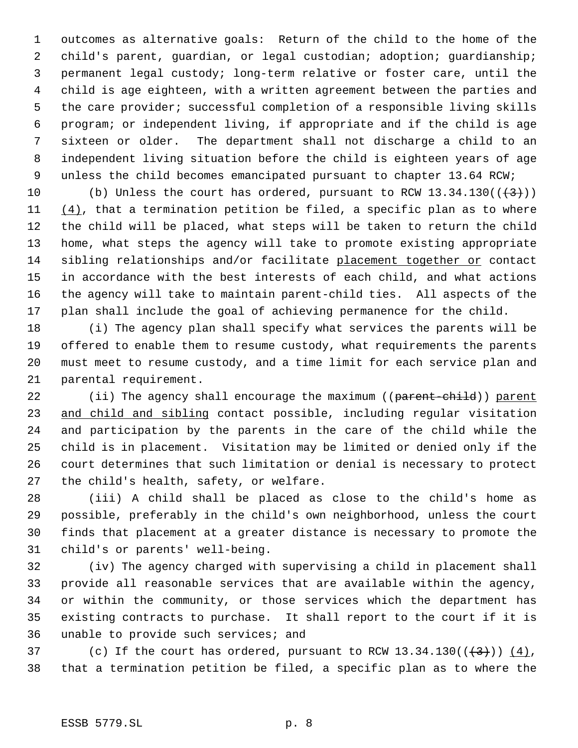outcomes as alternative goals: Return of the child to the home of the child's parent, guardian, or legal custodian; adoption; guardianship; permanent legal custody; long-term relative or foster care, until the child is age eighteen, with a written agreement between the parties and the care provider; successful completion of a responsible living skills program; or independent living, if appropriate and if the child is age sixteen or older. The department shall not discharge a child to an independent living situation before the child is eighteen years of age unless the child becomes emancipated pursuant to chapter 13.64 RCW;

(b) Unless the court has ordered, pursuant to RCW 13.34.130((~~(3)~~)) (4), that a termination petition be filed, a specific plan as to where the child will be placed, what steps will be taken to return the child home, what steps the agency will take to promote existing appropriate sibling relationships and/or facilitate placement together or contact in accordance with the best interests of each child, and what actions the agency will take to maintain parent-child ties. All aspects of the plan shall include the goal of achieving permanence for the child.

(i) The agency plan shall specify what services the parents will be offered to enable them to resume custody, what requirements the parents must meet to resume custody, and a time limit for each service plan and parental requirement.

(ii) The agency shall encourage the maximum ((~~parent-child~~)) parent and child and sibling contact possible, including regular visitation and participation by the parents in the care of the child while the child is in placement. Visitation may be limited or denied only if the court determines that such limitation or denial is necessary to protect the child's health, safety, or welfare.

(iii) A child shall be placed as close to the child's home as possible, preferably in the child's own neighborhood, unless the court finds that placement at a greater distance is necessary to promote the child's or parents' well-being.

(iv) The agency charged with supervising a child in placement shall provide all reasonable services that are available within the agency, or within the community, or those services which the department has existing contracts to purchase. It shall report to the court if it is unable to provide such services; and

(c) If the court has ordered, pursuant to RCW 13.34.130((~~(3)~~)) (4), that a termination petition be filed, a specific plan as to where the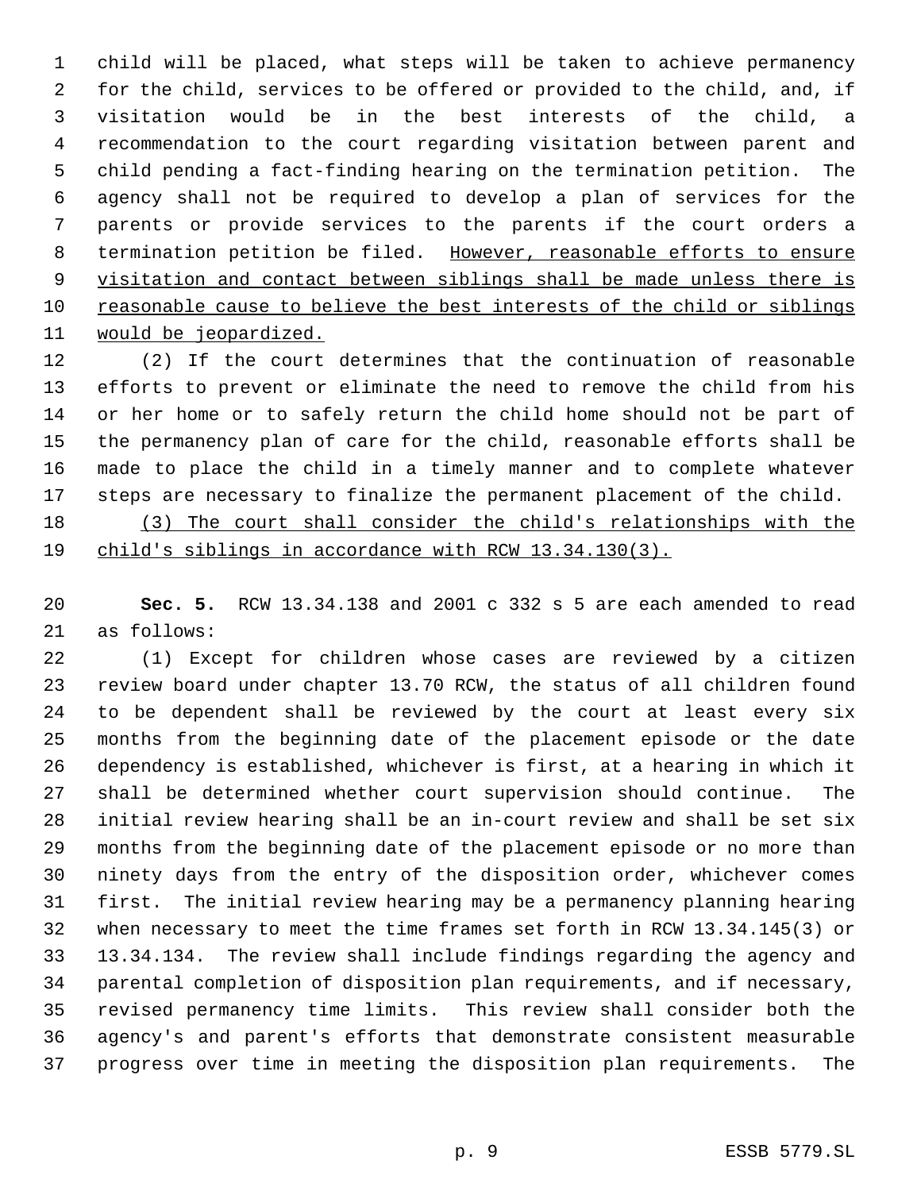child will be placed, what steps will be taken to achieve permanency for the child, services to be offered or provided to the child, and, if visitation would be in the best interests of the child, a recommendation to the court regarding visitation between parent and child pending a fact-finding hearing on the termination petition. The agency shall not be required to develop a plan of services for the parents or provide services to the parents if the court orders a termination petition be filed. <u>However, reasonable efforts to ensure visitation and contact between siblings shall be made unless there is reasonable cause to believe the best interests of the child or siblings would be jeopardized.</u>

(2) If the court determines that the continuation of reasonable efforts to prevent or eliminate the need to remove the child from his or her home or to safely return the child home should not be part of the permanency plan of care for the child, reasonable efforts shall be made to place the child in a timely manner and to complete whatever steps are necessary to finalize the permanent placement of the child.

<u>(3) The court shall consider the child's relationships with the child's siblings in accordance with RCW 13.34.130(3).</u>

**Sec. 5.** RCW 13.34.138 and 2001 c 332 s 5 are each amended to read as follows:

(1) Except for children whose cases are reviewed by a citizen review board under chapter 13.70 RCW, the status of all children found to be dependent shall be reviewed by the court at least every six months from the beginning date of the placement episode or the date dependency is established, whichever is first, at a hearing in which it shall be determined whether court supervision should continue. The initial review hearing shall be an in-court review and shall be set six months from the beginning date of the placement episode or no more than ninety days from the entry of the disposition order, whichever comes first. The initial review hearing may be a permanency planning hearing when necessary to meet the time frames set forth in RCW 13.34.145(3) or 13.34.134. The review shall include findings regarding the agency and parental completion of disposition plan requirements, and if necessary, revised permanency time limits. This review shall consider both the agency's and parent's efforts that demonstrate consistent measurable progress over time in meeting the disposition plan requirements. The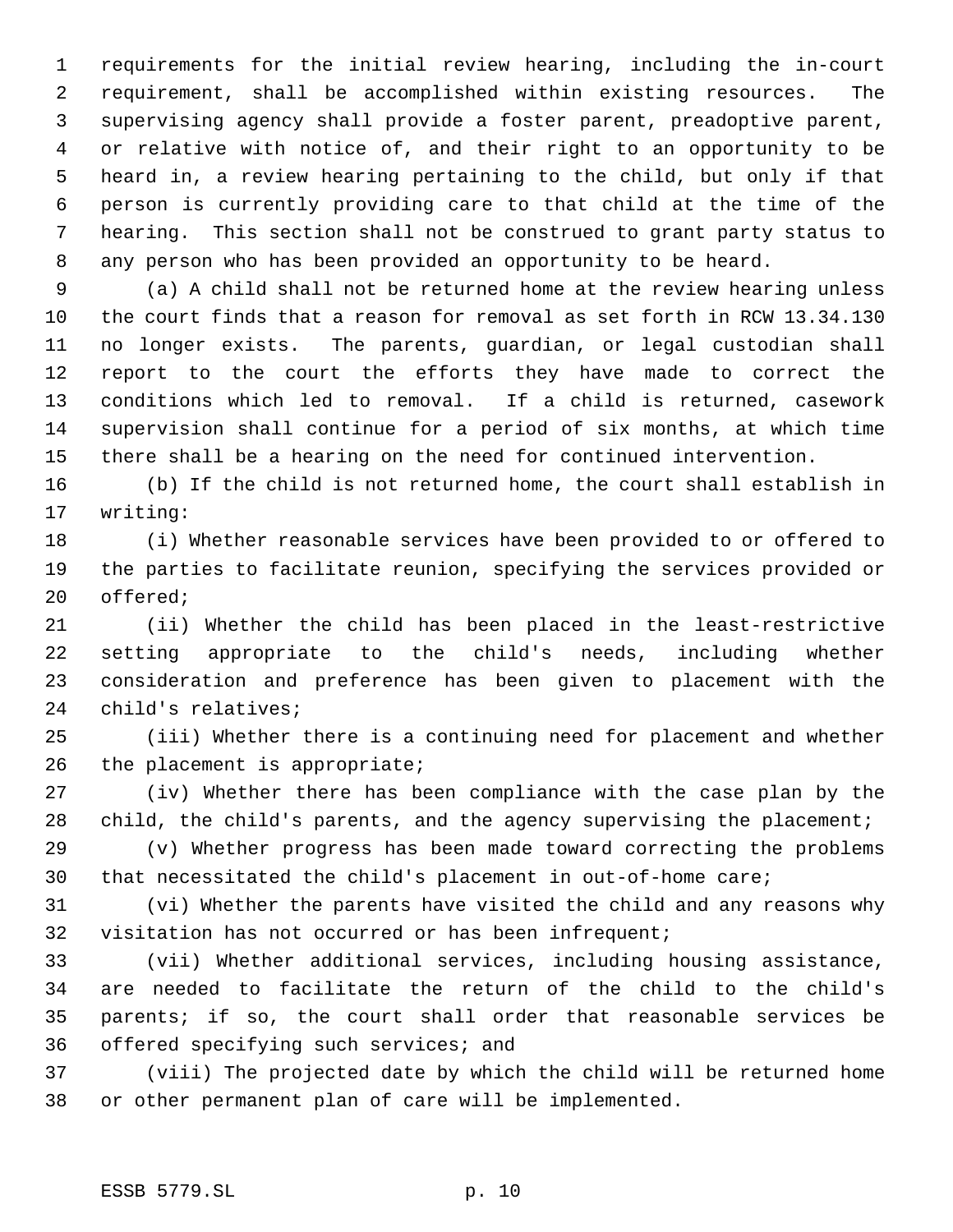requirements for the initial review hearing, including the in-court requirement, shall be accomplished within existing resources. The supervising agency shall provide a foster parent, preadoptive parent, or relative with notice of, and their right to an opportunity to be heard in, a review hearing pertaining to the child, but only if that person is currently providing care to that child at the time of the hearing. This section shall not be construed to grant party status to any person who has been provided an opportunity to be heard.

(a) A child shall not be returned home at the review hearing unless the court finds that a reason for removal as set forth in RCW 13.34.130 no longer exists. The parents, guardian, or legal custodian shall report to the court the efforts they have made to correct the conditions which led to removal. If a child is returned, casework supervision shall continue for a period of six months, at which time there shall be a hearing on the need for continued intervention.

(b) If the child is not returned home, the court shall establish in writing:

(i) Whether reasonable services have been provided to or offered to the parties to facilitate reunion, specifying the services provided or offered;

(ii) Whether the child has been placed in the least-restrictive setting appropriate to the child's needs, including whether consideration and preference has been given to placement with the child's relatives;

(iii) Whether there is a continuing need for placement and whether the placement is appropriate;

(iv) Whether there has been compliance with the case plan by the child, the child's parents, and the agency supervising the placement;

(v) Whether progress has been made toward correcting the problems that necessitated the child's placement in out-of-home care;

(vi) Whether the parents have visited the child and any reasons why visitation has not occurred or has been infrequent;

(vii) Whether additional services, including housing assistance, are needed to facilitate the return of the child to the child's parents; if so, the court shall order that reasonable services be offered specifying such services; and

(viii) The projected date by which the child will be returned home or other permanent plan of care will be implemented.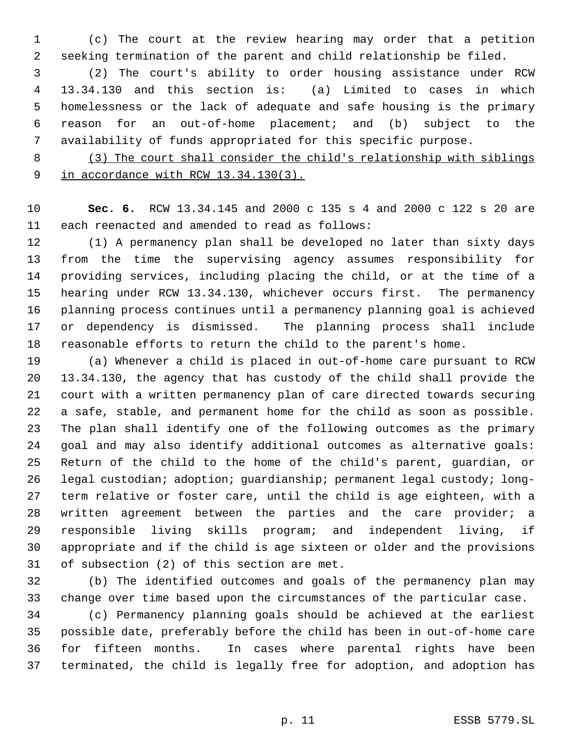(c) The court at the review hearing may order that a petition seeking termination of the parent and child relationship be filed.

(2) The court's ability to order housing assistance under RCW 13.34.130 and this section is: (a) Limited to cases in which homelessness or the lack of adequate and safe housing is the primary reason for an out-of-home placement; and (b) subject to the availability of funds appropriated for this specific purpose.

<u>(3) The court shall consider the child's relationship with siblings in accordance with RCW 13.34.130(3).</u>

**Sec. 6.** RCW 13.34.145 and 2000 c 135 s 4 and 2000 c 122 s 20 are each reenacted and amended to read as follows:

(1) A permanency plan shall be developed no later than sixty days from the time the supervising agency assumes responsibility for providing services, including placing the child, or at the time of a hearing under RCW 13.34.130, whichever occurs first. The permanency planning process continues until a permanency planning goal is achieved or dependency is dismissed. The planning process shall include reasonable efforts to return the child to the parent's home.

(a) Whenever a child is placed in out-of-home care pursuant to RCW 13.34.130, the agency that has custody of the child shall provide the court with a written permanency plan of care directed towards securing a safe, stable, and permanent home for the child as soon as possible. The plan shall identify one of the following outcomes as the primary goal and may also identify additional outcomes as alternative goals: Return of the child to the home of the child's parent, guardian, or legal custodian; adoption; guardianship; permanent legal custody; long-term relative or foster care, until the child is age eighteen, with a written agreement between the parties and the care provider; a responsible living skills program; and independent living, if appropriate and if the child is age sixteen or older and the provisions of subsection (2) of this section are met.

(b) The identified outcomes and goals of the permanency plan may change over time based upon the circumstances of the particular case.

(c) Permanency planning goals should be achieved at the earliest possible date, preferably before the child has been in out-of-home care for fifteen months. In cases where parental rights have been terminated, the child is legally free for adoption, and adoption has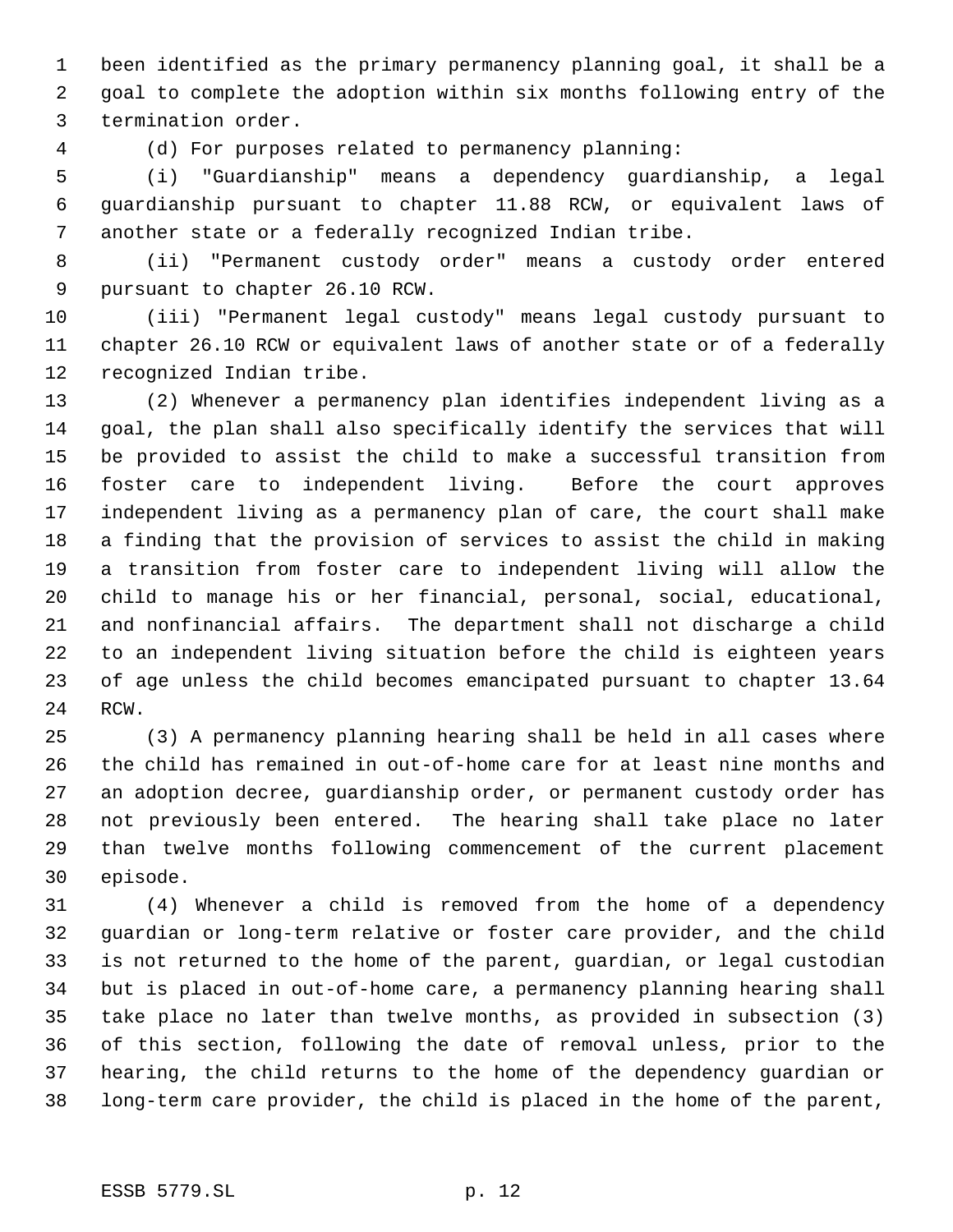been identified as the primary permanency planning goal, it shall be a goal to complete the adoption within six months following entry of the termination order.

(d) For purposes related to permanency planning:

(i) "Guardianship" means a dependency guardianship, a legal guardianship pursuant to chapter 11.88 RCW, or equivalent laws of another state or a federally recognized Indian tribe.

(ii) "Permanent custody order" means a custody order entered pursuant to chapter 26.10 RCW.

(iii) "Permanent legal custody" means legal custody pursuant to chapter 26.10 RCW or equivalent laws of another state or of a federally recognized Indian tribe.

(2) Whenever a permanency plan identifies independent living as a goal, the plan shall also specifically identify the services that will be provided to assist the child to make a successful transition from foster care to independent living. Before the court approves independent living as a permanency plan of care, the court shall make a finding that the provision of services to assist the child in making a transition from foster care to independent living will allow the child to manage his or her financial, personal, social, educational, and nonfinancial affairs. The department shall not discharge a child to an independent living situation before the child is eighteen years of age unless the child becomes emancipated pursuant to chapter 13.64 RCW.

(3) A permanency planning hearing shall be held in all cases where the child has remained in out-of-home care for at least nine months and an adoption decree, guardianship order, or permanent custody order has not previously been entered. The hearing shall take place no later than twelve months following commencement of the current placement episode.

(4) Whenever a child is removed from the home of a dependency guardian or long-term relative or foster care provider, and the child is not returned to the home of the parent, guardian, or legal custodian but is placed in out-of-home care, a permanency planning hearing shall take place no later than twelve months, as provided in subsection (3) of this section, following the date of removal unless, prior to the hearing, the child returns to the home of the dependency guardian or long-term care provider, the child is placed in the home of the parent,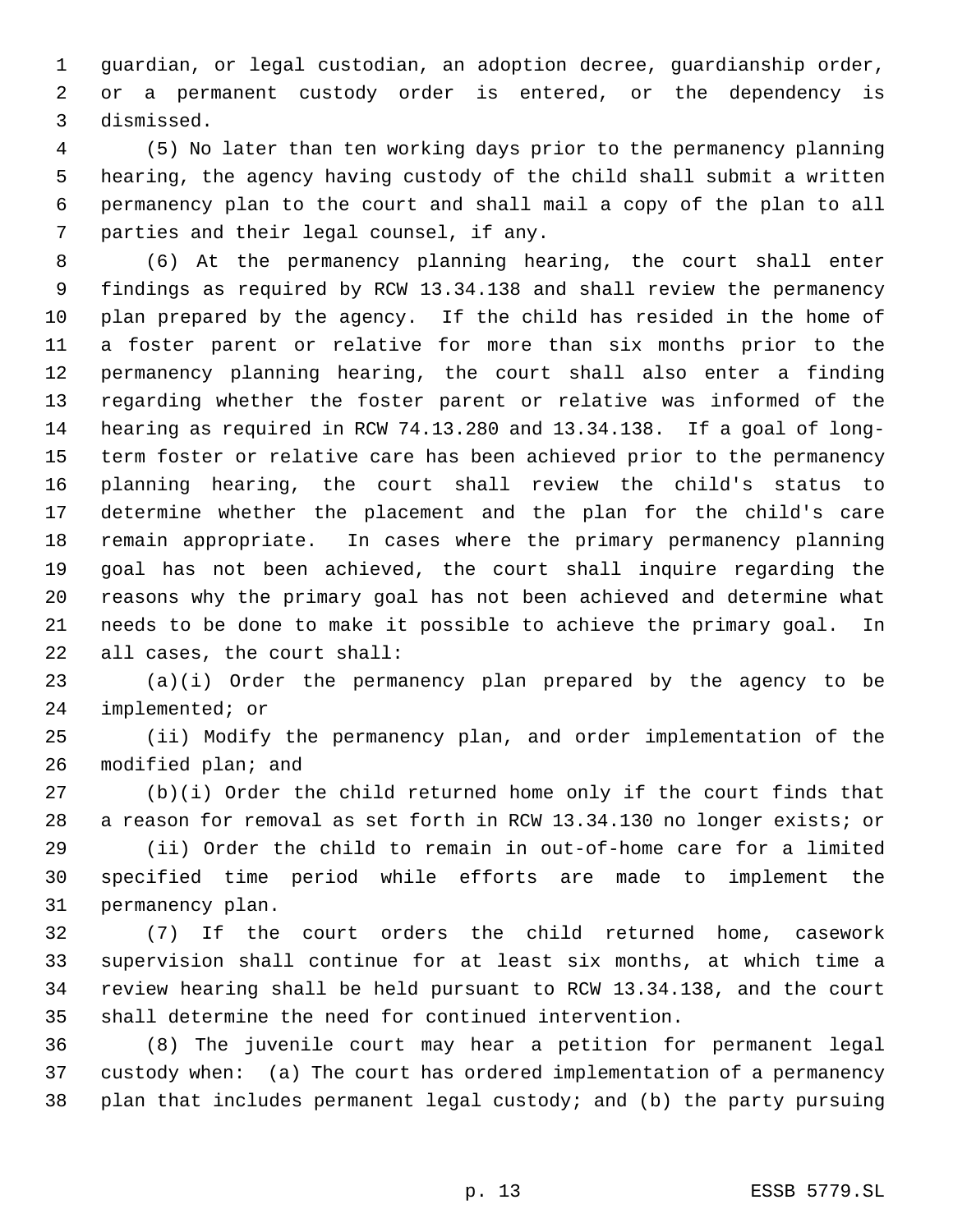guardian, or legal custodian, an adoption decree, guardianship order, or a permanent custody order is entered, or the dependency is dismissed.

(5) No later than ten working days prior to the permanency planning hearing, the agency having custody of the child shall submit a written permanency plan to the court and shall mail a copy of the plan to all parties and their legal counsel, if any.

(6) At the permanency planning hearing, the court shall enter findings as required by RCW 13.34.138 and shall review the permanency plan prepared by the agency. If the child has resided in the home of a foster parent or relative for more than six months prior to the permanency planning hearing, the court shall also enter a finding regarding whether the foster parent or relative was informed of the hearing as required in RCW 74.13.280 and 13.34.138. If a goal of long-term foster or relative care has been achieved prior to the permanency planning hearing, the court shall review the child's status to determine whether the placement and the plan for the child's care remain appropriate. In cases where the primary permanency planning goal has not been achieved, the court shall inquire regarding the reasons why the primary goal has not been achieved and determine what needs to be done to make it possible to achieve the primary goal. In all cases, the court shall:

(a)(i) Order the permanency plan prepared by the agency to be implemented; or

(ii) Modify the permanency plan, and order implementation of the modified plan; and

(b)(i) Order the child returned home only if the court finds that a reason for removal as set forth in RCW 13.34.130 no longer exists; or

(ii) Order the child to remain in out-of-home care for a limited specified time period while efforts are made to implement the permanency plan.

(7) If the court orders the child returned home, casework supervision shall continue for at least six months, at which time a review hearing shall be held pursuant to RCW 13.34.138, and the court shall determine the need for continued intervention.

(8) The juvenile court may hear a petition for permanent legal custody when: (a) The court has ordered implementation of a permanency plan that includes permanent legal custody; and (b) the party pursuing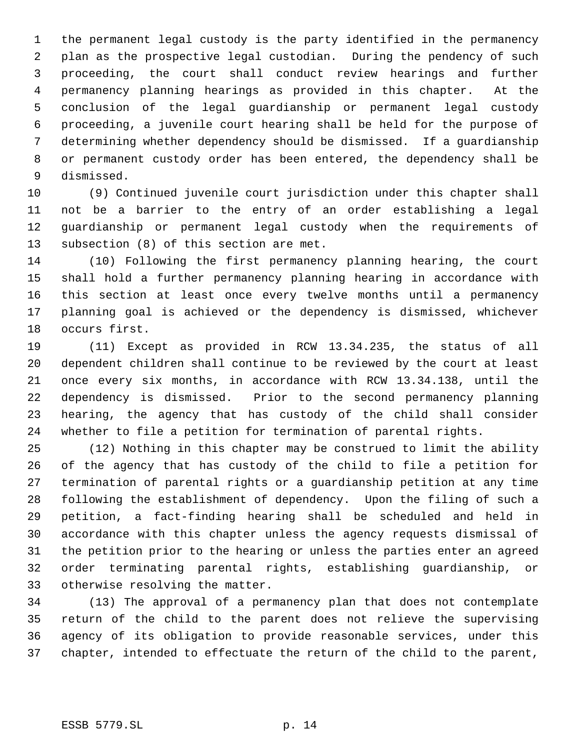the permanent legal custody is the party identified in the permanency plan as the prospective legal custodian. During the pendency of such proceeding, the court shall conduct review hearings and further permanency planning hearings as provided in this chapter. At the conclusion of the legal guardianship or permanent legal custody proceeding, a juvenile court hearing shall be held for the purpose of determining whether dependency should be dismissed. If a guardianship or permanent custody order has been entered, the dependency shall be dismissed.

(9) Continued juvenile court jurisdiction under this chapter shall not be a barrier to the entry of an order establishing a legal guardianship or permanent legal custody when the requirements of subsection (8) of this section are met.

(10) Following the first permanency planning hearing, the court shall hold a further permanency planning hearing in accordance with this section at least once every twelve months until a permanency planning goal is achieved or the dependency is dismissed, whichever occurs first.

(11) Except as provided in RCW 13.34.235, the status of all dependent children shall continue to be reviewed by the court at least once every six months, in accordance with RCW 13.34.138, until the dependency is dismissed. Prior to the second permanency planning hearing, the agency that has custody of the child shall consider whether to file a petition for termination of parental rights.

(12) Nothing in this chapter may be construed to limit the ability of the agency that has custody of the child to file a petition for termination of parental rights or a guardianship petition at any time following the establishment of dependency. Upon the filing of such a petition, a fact-finding hearing shall be scheduled and held in accordance with this chapter unless the agency requests dismissal of the petition prior to the hearing or unless the parties enter an agreed order terminating parental rights, establishing guardianship, or otherwise resolving the matter.

(13) The approval of a permanency plan that does not contemplate return of the child to the parent does not relieve the supervising agency of its obligation to provide reasonable services, under this chapter, intended to effectuate the return of the child to the parent,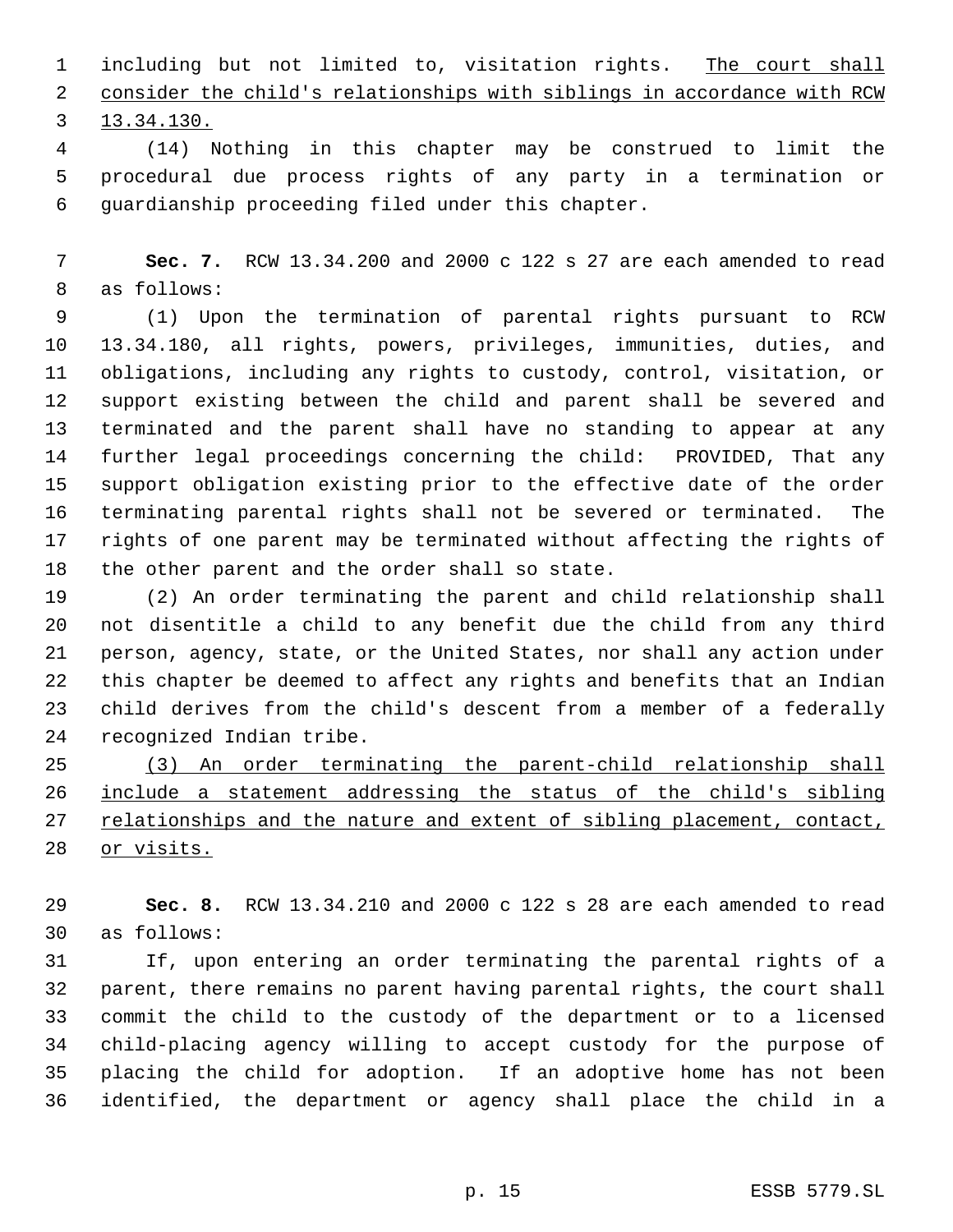including but not limited to, visitation rights. The court shall consider the child's relationships with siblings in accordance with RCW 13.34.130.

(14) Nothing in this chapter may be construed to limit the procedural due process rights of any party in a termination or guardianship proceeding filed under this chapter.

**Sec. 7.** RCW 13.34.200 and 2000 c 122 s 27 are each amended to read as follows:

(1) Upon the termination of parental rights pursuant to RCW 13.34.180, all rights, powers, privileges, immunities, duties, and obligations, including any rights to custody, control, visitation, or support existing between the child and parent shall be severed and terminated and the parent shall have no standing to appear at any further legal proceedings concerning the child: PROVIDED, That any support obligation existing prior to the effective date of the order terminating parental rights shall not be severed or terminated. The rights of one parent may be terminated without affecting the rights of the other parent and the order shall so state.

(2) An order terminating the parent and child relationship shall not disentitle a child to any benefit due the child from any third person, agency, state, or the United States, nor shall any action under this chapter be deemed to affect any rights and benefits that an Indian child derives from the child's descent from a member of a federally recognized Indian tribe.

(3) An order terminating the parent-child relationship shall include a statement addressing the status of the child's sibling relationships and the nature and extent of sibling placement, contact, or visits.

**Sec. 8.** RCW 13.34.210 and 2000 c 122 s 28 are each amended to read as follows:

If, upon entering an order terminating the parental rights of a parent, there remains no parent having parental rights, the court shall commit the child to the custody of the department or to a licensed child-placing agency willing to accept custody for the purpose of placing the child for adoption. If an adoptive home has not been identified, the department or agency shall place the child in a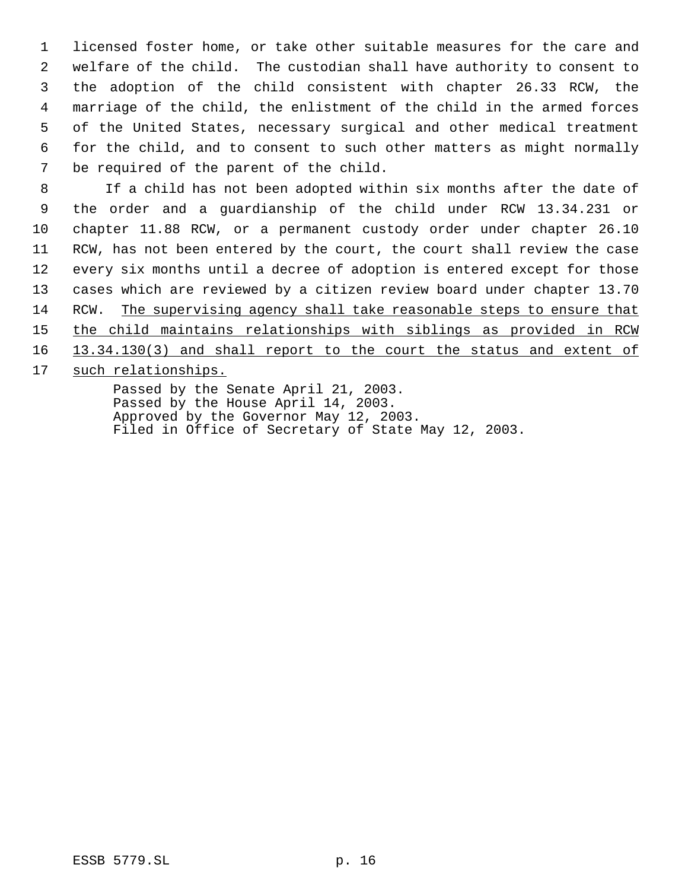licensed foster home, or take other suitable measures for the care and welfare of the child. The custodian shall have authority to consent to the adoption of the child consistent with chapter 26.33 RCW, the marriage of the child, the enlistment of the child in the armed forces of the United States, necessary surgical and other medical treatment for the child, and to consent to such other matters as might normally be required of the parent of the child.

If a child has not been adopted within six months after the date of the order and a guardianship of the child under RCW 13.34.231 or chapter 11.88 RCW, or a permanent custody order under chapter 26.10 RCW, has not been entered by the court, the court shall review the case every six months until a decree of adoption is entered except for those cases which are reviewed by a citizen review board under chapter 13.70 RCW. <u>The supervising agency shall take reasonable steps to ensure that the child maintains relationships with siblings as provided in RCW 13.34.130(3) and shall report to the court the status and extent of such relationships.</u>

Passed by the Senate April 21, 2003.
Passed by the House April 14, 2003.
Approved by the Governor May 12, 2003.
Filed in Office of Secretary of State May 12, 2003.